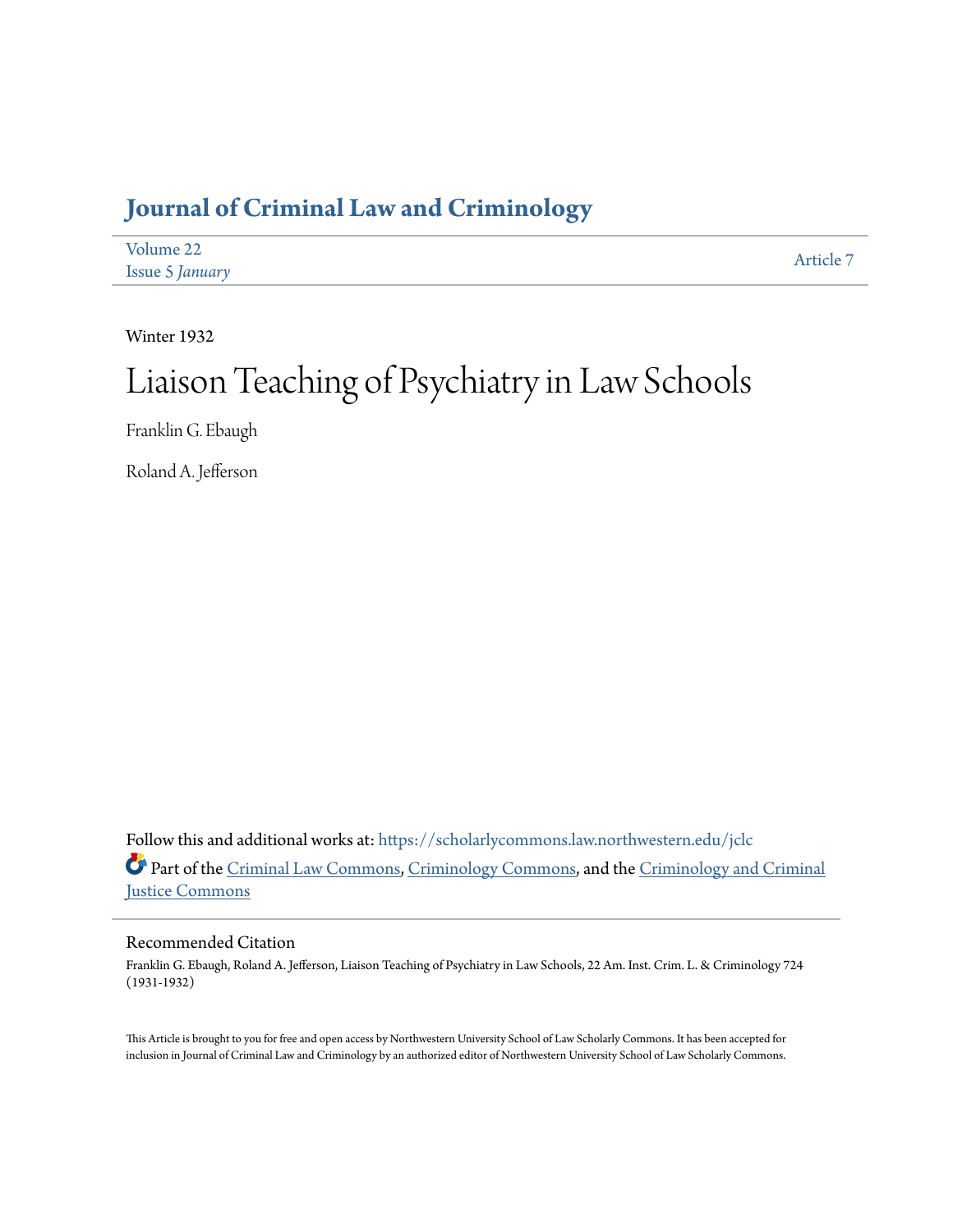# Journal of Criminal Law and Criminology

Volume 22
Issue 5 *January*

Article 7

Winter 1932

# Liaison Teaching of Psychiatry in Law Schools

Franklin G. Ebaugh

Roland A. Jefferson

Follow this and additional works at: https://scholarlycommons.law.northwestern.edu/jclc

Part of the Criminal Law Commons, Criminology Commons, and the Criminology and Criminal Justice Commons

## Recommended Citation

Franklin G. Ebaugh, Roland A. Jefferson, Liaison Teaching of Psychiatry in Law Schools, 22 Am. Inst. Crim. L. & Criminology 724 (1931-1932)

This Article is brought to you for free and open access by Northwestern University School of Law Scholarly Commons. It has been accepted for inclusion in Journal of Criminal Law and Criminology by an authorized editor of Northwestern University School of Law Scholarly Commons.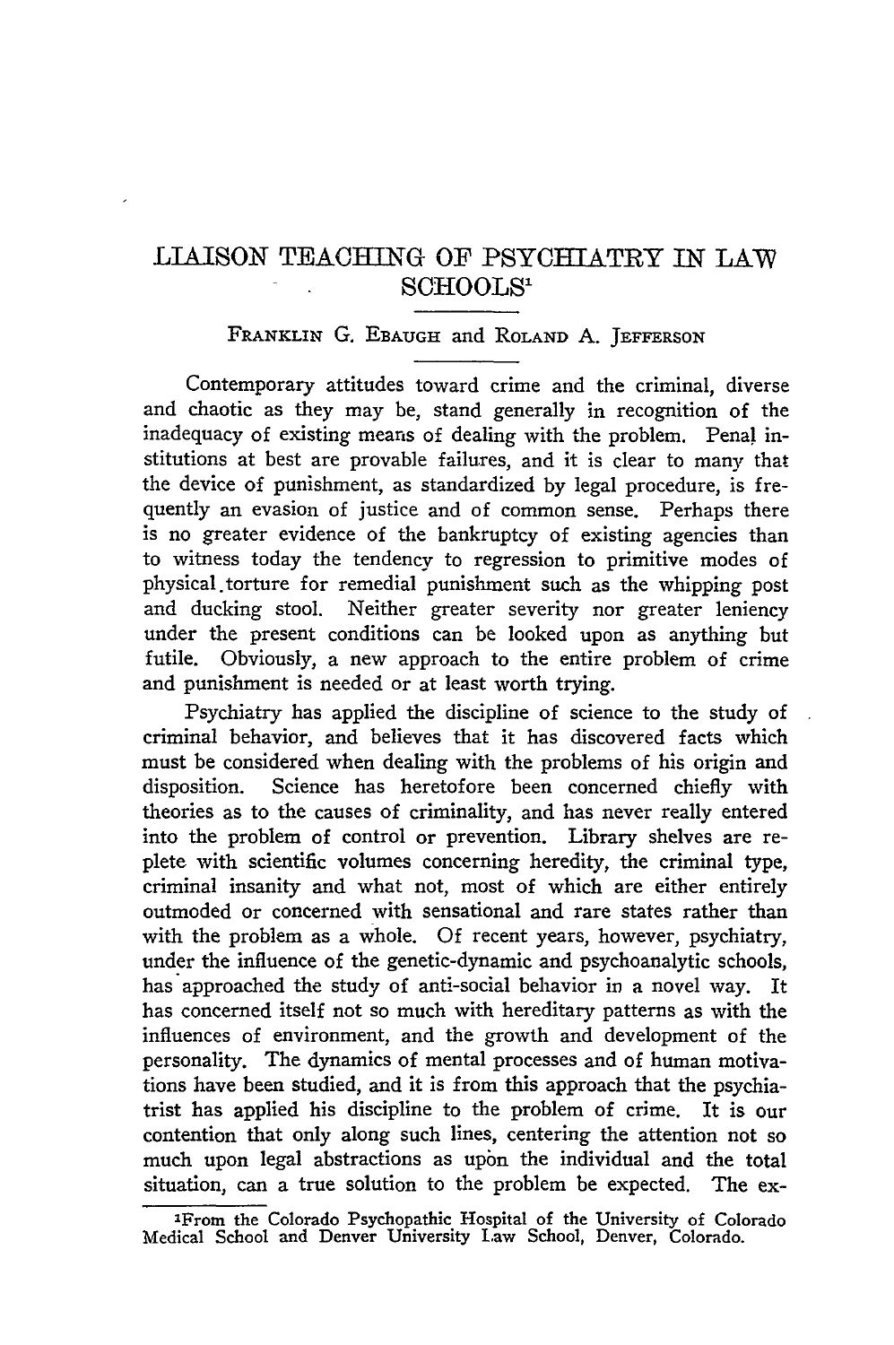# LIAISON TEACHING OF PSYCHIATRY IN LAW SCHOOLS[1]

FRANKLIN G. EBAUGH and ROLAND A. JEFFERSON

Contemporary attitudes toward crime and the criminal, diverse and chaotic as they may be, stand generally in recognition of the inadequacy of existing means of dealing with the problem. Penal institutions at best are provable failures, and it is clear to many that the device of punishment, as standardized by legal procedure, is frequently an evasion of justice and of common sense. Perhaps there is no greater evidence of the bankruptcy of existing agencies than to witness today the tendency to regression to primitive modes of physical torture for remedial punishment such as the whipping post and ducking stool. Neither greater severity nor greater leniency under the present conditions can be looked upon as anything but futile. Obviously, a new approach to the entire problem of crime and punishment is needed or at least worth trying.

Psychiatry has applied the discipline of science to the study of criminal behavior, and believes that it has discovered facts which must be considered when dealing with the problems of his origin and disposition. Science has heretofore been concerned chiefly with theories as to the causes of criminality, and has never really entered into the problem of control or prevention. Library shelves are replete with scientific volumes concerning heredity, the criminal type, criminal insanity and what not, most of which are either entirely outmoded or concerned with sensational and rare states rather than with the problem as a whole. Of recent years, however, psychiatry, under the influence of the genetic-dynamic and psychoanalytic schools, has approached the study of anti-social behavior in a novel way. It has concerned itself not so much with hereditary patterns as with the influences of environment, and the growth and development of the personality. The dynamics of mental processes and of human motivations have been studied, and it is from this approach that the psychiatrist has applied his discipline to the problem of crime. It is our contention that only along such lines, centering the attention not so much upon legal abstractions as upon the individual and the total situation, can a true solution to the problem be expected. The ex-

[1] From the Colorado Psychopathic Hospital of the University of Colorado Medical School and Denver University Law School, Denver, Colorado.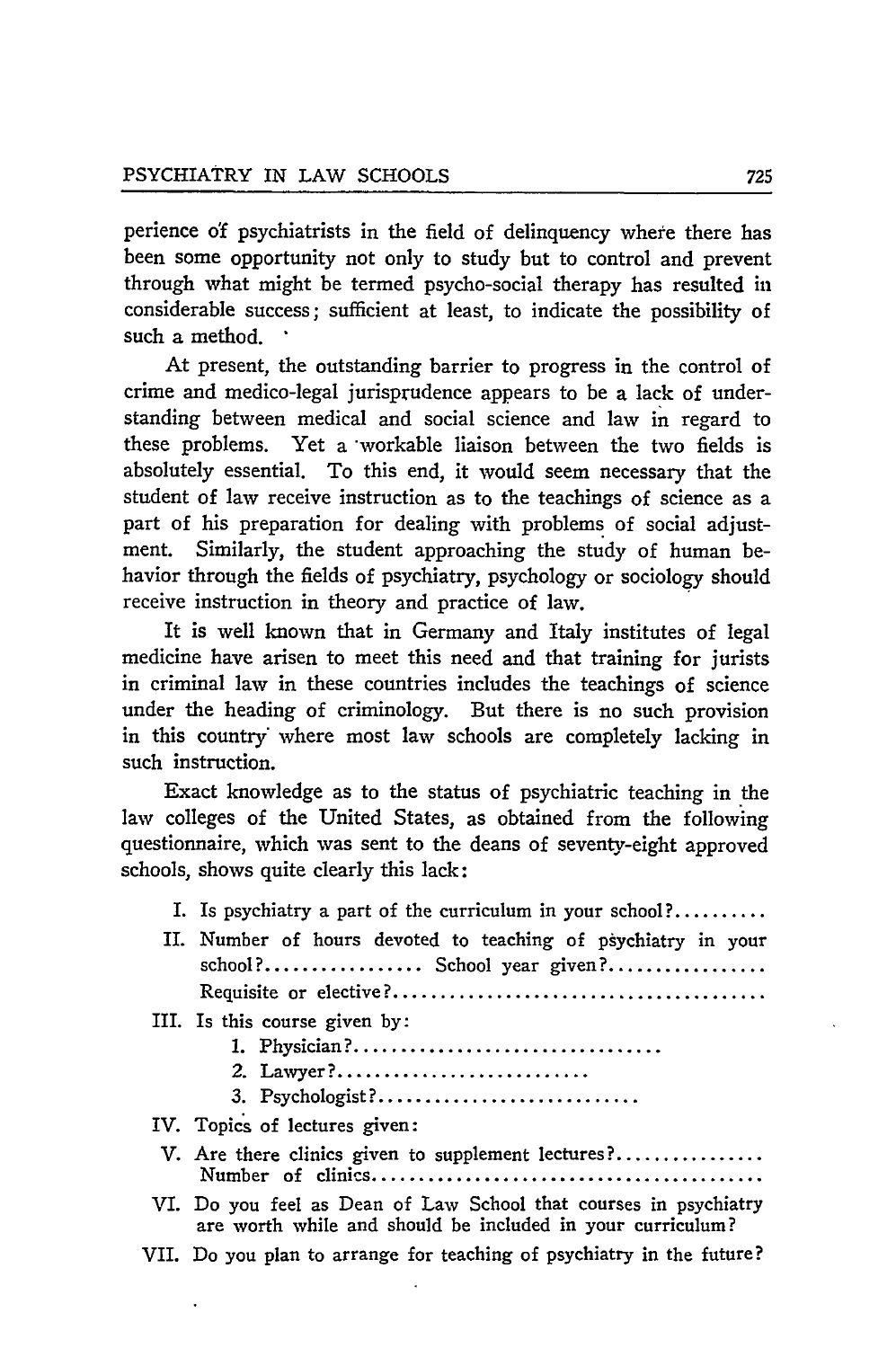perience of psychiatrists in the field of delinquency where there has been some opportunity not only to study but to control and prevent through what might be termed psycho-social therapy has resulted in considerable success; sufficient at least, to indicate the possibility of such a method.

At present, the outstanding barrier to progress in the control of crime and medico-legal jurisprudence appears to be a lack of understanding between medical and social science and law in regard to these problems. Yet a workable liaison between the two fields is absolutely essential. To this end, it would seem necessary that the student of law receive instruction as to the teachings of science as a part of his preparation for dealing with problems of social adjustment. Similarly, the student approaching the study of human behavior through the fields of psychiatry, psychology or sociology should receive instruction in theory and practice of law.

It is well known that in Germany and Italy institutes of legal medicine have arisen to meet this need and that training for jurists in criminal law in these countries includes the teachings of science under the heading of criminology. But there is no such provision in this country where most law schools are completely lacking in such instruction.

Exact knowledge as to the status of psychiatric teaching in the law colleges of the United States, as obtained from the following questionnaire, which was sent to the deans of seventy-eight approved schools, shows quite clearly this lack:

I. Is psychiatry a part of the curriculum in your school?..........

II. Number of hours devoted to teaching of psychiatry in your school?................ School year given?................ Requisite or elective?........................................

III. Is this course given by:
   1. Physician?................................
   2. Lawyer?..........................
   3. Psychologist?...........................

IV. Topics of lectures given:

V. Are there clinics given to supplement lectures?............... Number of clinics........................................

VI. Do you feel as Dean of Law School that courses in psychiatry are worth while and should be included in your curriculum?

VII. Do you plan to arrange for teaching of psychiatry in the future?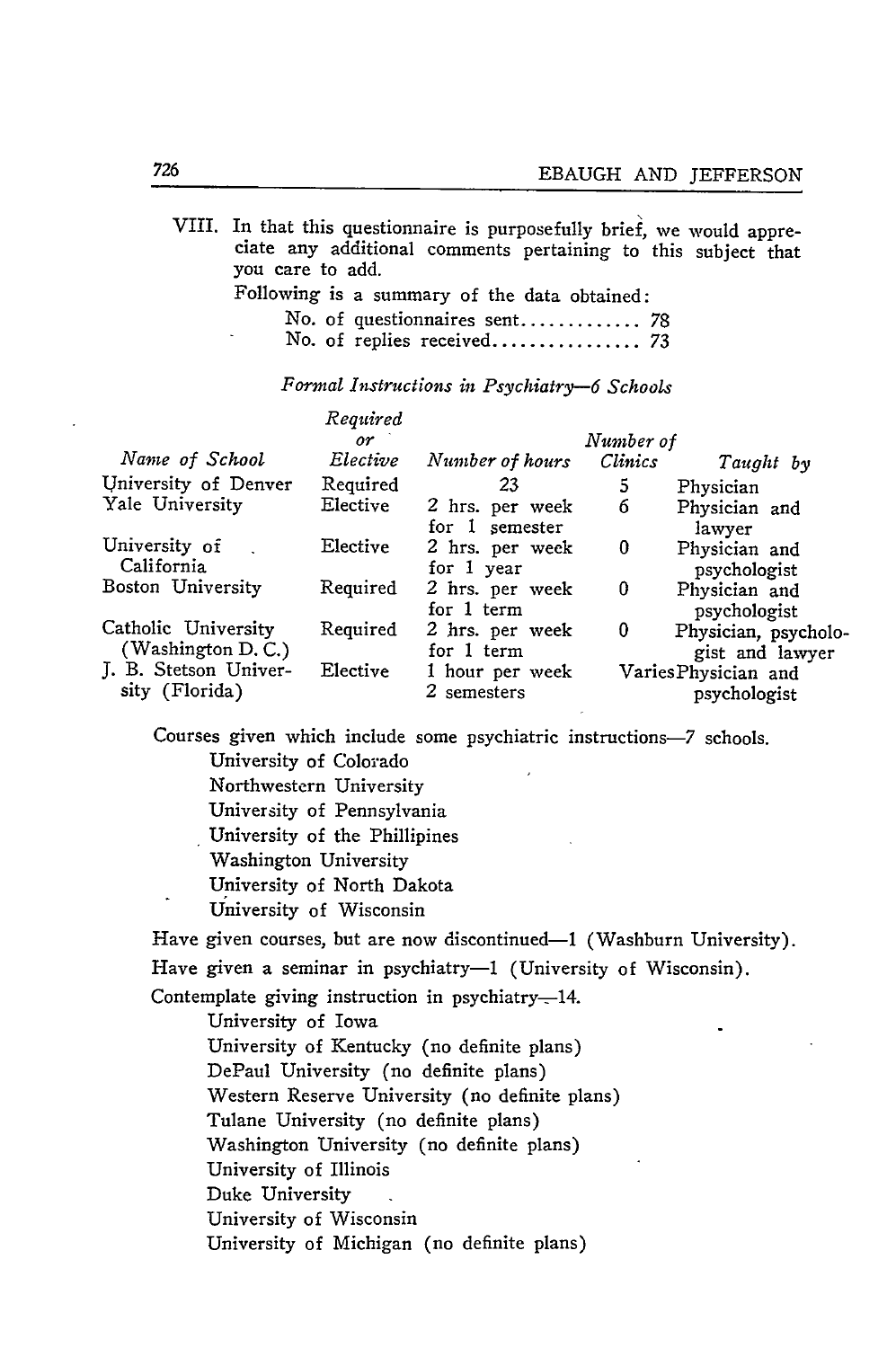VIII. In that this questionnaire is purposefully brief, we would appreciate any additional comments pertaining to this subject that you care to add.

Following is a summary of the data obtained:

No. of questionnaires sent............. 78
No. of replies received................ 73

*Formal Instructions in Psychiatry—6 Schools*

| *Name of School* | *Required or Elective* | *Number of hours* | *Number of Clinics* | *Taught by* |
|---|---|---|---|---|
| University of Denver | Required | 23 | 5 | Physician |
| Yale University | Elective | 2 hrs. per week for 1 semester | 6 | Physician and lawyer |
| University of California | Elective | 2 hrs. per week for 1 year | 0 | Physician and psychologist |
| Boston University | Required | 2 hrs. per week for 1 term | 0 | Physician and psychologist |
| Catholic University (Washington D. C.) | Required | 2 hrs. per week for 1 term | 0 | Physician, psychologist and lawyer |
| J. B. Stetson University (Florida) | Elective | 1 hour per week 2 semesters | Varies | Physician and psychologist |

Courses given which include some psychiatric instructions—7 schools.

- University of Colorado
- Northwestern University
- University of Pennsylvania
- University of the Phillipines
- Washington University
- University of North Dakota
- University of Wisconsin

Have given courses, but are now discontinued—1 (Washburn University).

Have given a seminar in psychiatry—1 (University of Wisconsin).

Contemplate giving instruction in psychiatry—14.

- University of Iowa
- University of Kentucky (no definite plans)
- DePaul University (no definite plans)
- Western Reserve University (no definite plans)
- Tulane University (no definite plans)
- Washington University (no definite plans)
- University of Illinois
- Duke University
- University of Wisconsin
- University of Michigan (no definite plans)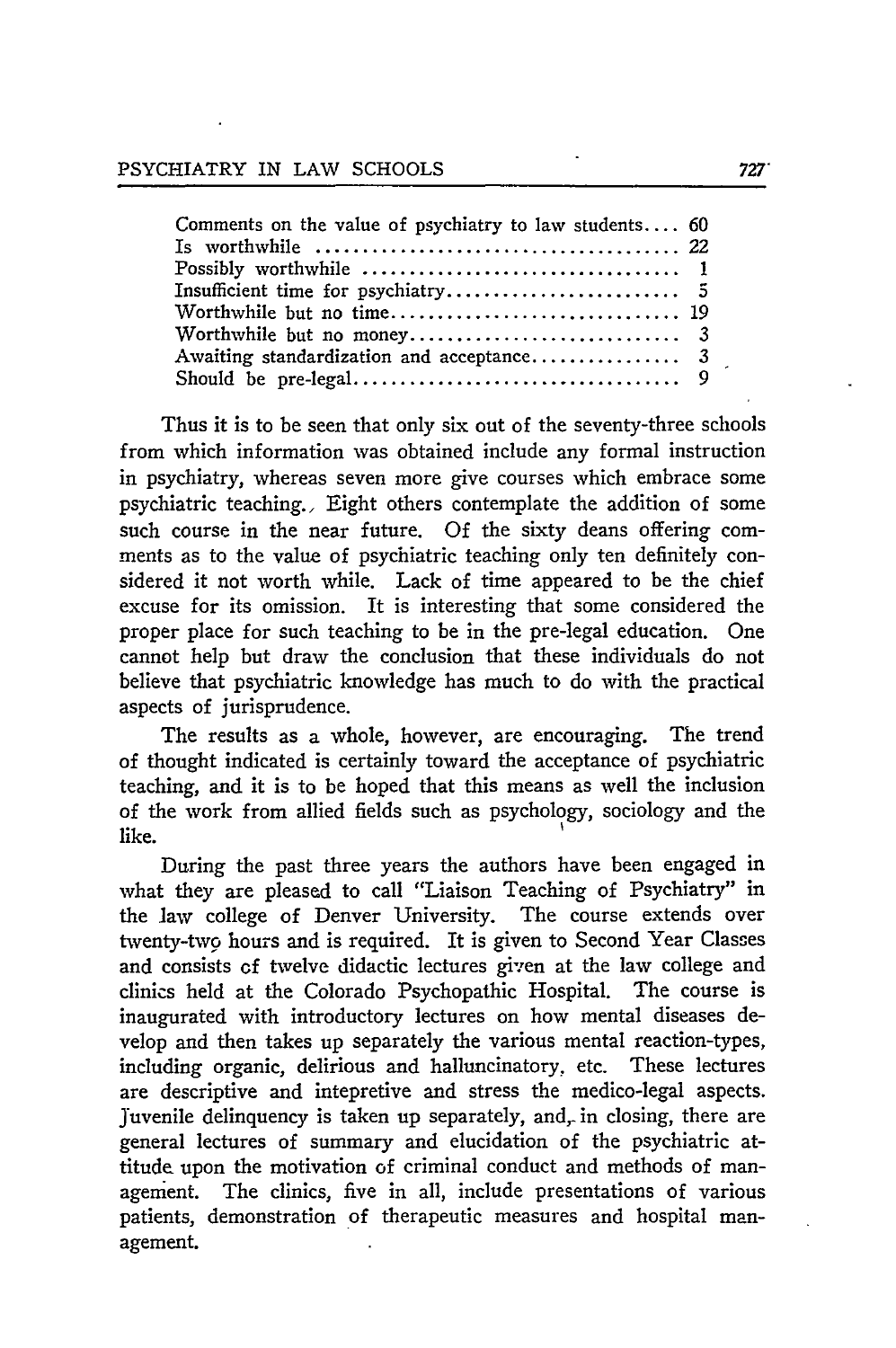| | |
|---|---|
| Comments on the value of psychiatry to law students.... | 60 |
| Is worthwhile ...................................... | 22 |
| Possibly worthwhile ................................. | 1 |
| Insufficient time for psychiatry......................... | 5 |
| Worthwhile but no time................................ | 19 |
| Worthwhile but no money............................. | 3 |
| Awaiting standardization and acceptance................ | 3 |
| Should be pre-legal.................................... | 9 |

Thus it is to be seen that only six out of the seventy-three schools from which information was obtained include any formal instruction in psychiatry, whereas seven more give courses which embrace some psychiatric teaching., Eight others contemplate the addition of some such course in the near future. Of the sixty deans offering comments as to the value of psychiatric teaching only ten definitely considered it not worth while. Lack of time appeared to be the chief excuse for its omission. It is interesting that some considered the proper place for such teaching to be in the pre-legal education. One cannot help but draw the conclusion that these individuals do not believe that psychiatric knowledge has much to do with the practical aspects of jurisprudence.

The results as a whole, however, are encouraging. The trend of thought indicated is certainly toward the acceptance of psychiatric teaching, and it is to be hoped that this means as well the inclusion of the work from allied fields such as psychology, sociology and the like.

During the past three years the authors have been engaged in what they are pleased to call "Liaison Teaching of Psychiatry" in the law college of Denver University. The course extends over twenty-two hours and is required. It is given to Second Year Classes and consists of twelve didactic lectures given at the law college and clinics held at the Colorado Psychopathic Hospital. The course is inaugurated with introductory lectures on how mental diseases develop and then takes up separately the various mental reaction-types, including organic, delirious and halluncinatory, etc. These lectures are descriptive and intepretive and stress the medico-legal aspects. Juvenile delinquency is taken up separately, and, in closing, there are general lectures of summary and elucidation of the psychiatric attitude upon the motivation of criminal conduct and methods of management. The clinics, five in all, include presentations of various patients, demonstration of therapeutic measures and hospital management.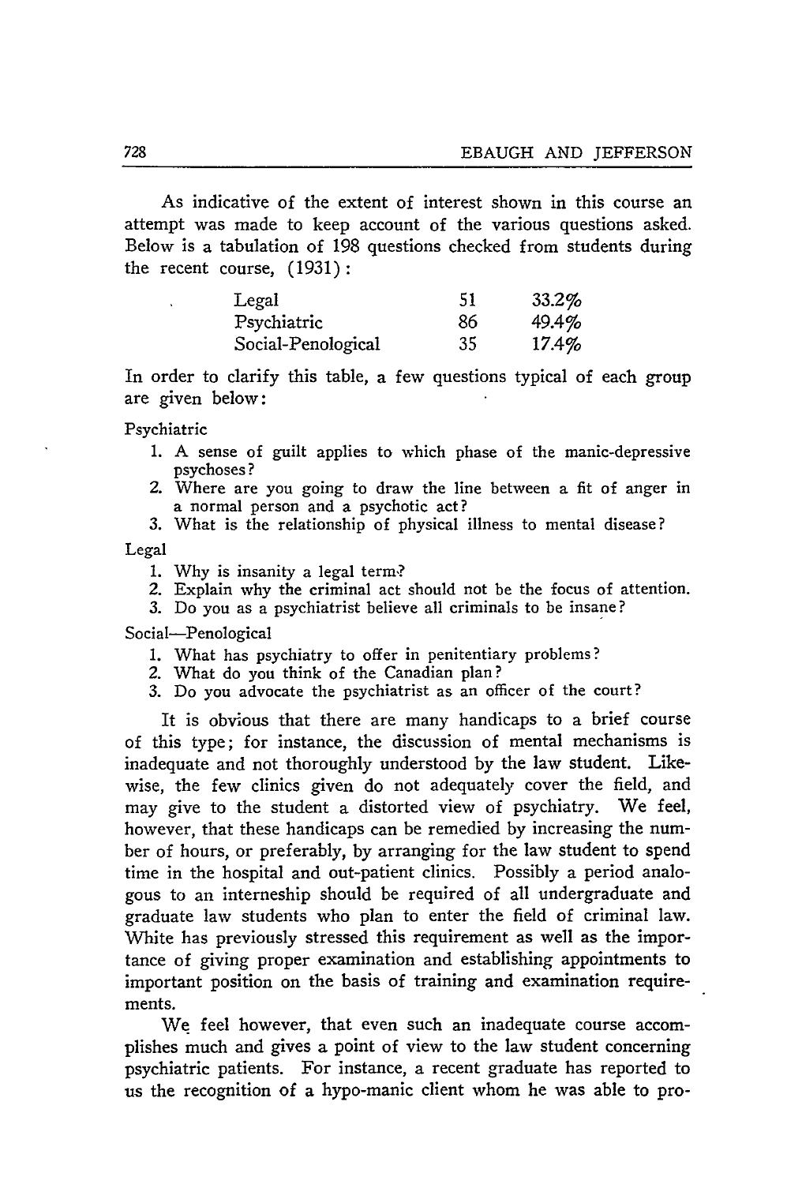As indicative of the extent of interest shown in this course an attempt was made to keep account of the various questions asked. Below is a tabulation of 198 questions checked from students during the recent course, (1931):

| | | |
|---|---|---|
| Legal | 51 | 33.2% |
| Psychiatric | 86 | 49.4% |
| Social-Penological | 35 | 17.4% |

In order to clarify this table, a few questions typical of each group are given below:

Psychiatric

1. A sense of guilt applies to which phase of the manic-depressive psychoses?
2. Where are you going to draw the line between a fit of anger in a normal person and a psychotic act?
3. What is the relationship of physical illness to mental disease?

Legal

1. Why is insanity a legal term?
2. Explain why the criminal act should not be the focus of attention.
3. Do you as a psychiatrist believe all criminals to be insane?

Social—Penological

1. What has psychiatry to offer in penitentiary problems?
2. What do you think of the Canadian plan?
3. Do you advocate the psychiatrist as an officer of the court?

It is obvious that there are many handicaps to a brief course of this type; for instance, the discussion of mental mechanisms is inadequate and not thoroughly understood by the law student. Likewise, the few clinics given do not adequately cover the field, and may give to the student a distorted view of psychiatry. We feel, however, that these handicaps can be remedied by increasing the number of hours, or preferably, by arranging for the law student to spend time in the hospital and out-patient clinics. Possibly a period analogous to an interneship should be required of all undergraduate and graduate law students who plan to enter the field of criminal law. White has previously stressed this requirement as well as the importance of giving proper examination and establishing appointments to important position on the basis of training and examination requirements.

We feel however, that even such an inadequate course accomplishes much and gives a point of view to the law student concerning psychiatric patients. For instance, a recent graduate has reported to us the recognition of a hypo-manic client whom he was able to pro-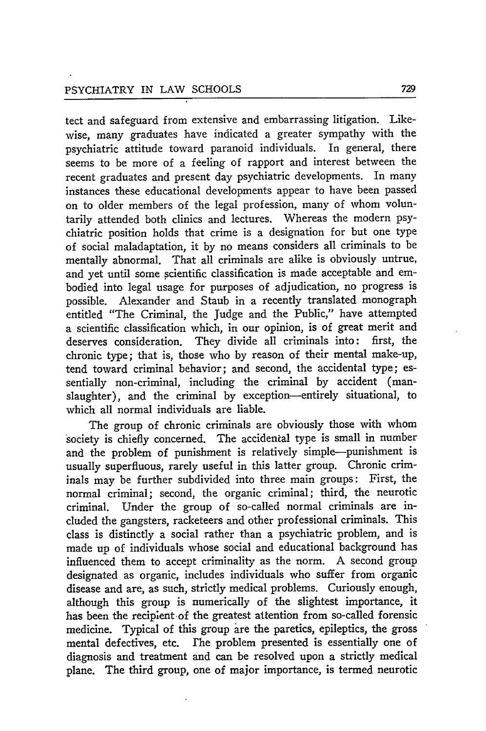tect and safeguard from extensive and embarrassing litigation. Likewise, many graduates have indicated a greater sympathy with the psychiatric attitude toward paranoid individuals. In general, there seems to be more of a feeling of rapport and interest between the recent graduates and present day psychiatric developments. In many instances these educational developments appear to have been passed on to older members of the legal profession, many of whom voluntarily attended both clinics and lectures. Whereas the modern psychiatric position holds that crime is a designation for but one type of social maladaptation, it by no means considers all criminals to be mentally abnormal. That all criminals are alike is obviously untrue, and yet until some scientific classification is made acceptable and embodied into legal usage for purposes of adjudication, no progress is possible. Alexander and Staub in a recently translated monograph entitled "The Criminal, the Judge and the Public," have attempted a scientific classification which, in our opinion, is of great merit and deserves consideration. They divide all criminals into: first, the chronic type; that is, those who by reason of their mental make-up, tend toward criminal behavior; and second, the accidental type; essentially non-criminal, including the criminal by accident (manslaughter), and the criminal by exception—entirely situational, to which all normal individuals are liable.

The group of chronic criminals are obviously those with whom society is chiefly concerned. The accidental type is small in number and the problem of punishment is relatively simple—punishment is usually superfluous, rarely useful in this latter group. Chronic criminals may be further subdivided into three main groups: First, the normal criminal; second, the organic criminal; third, the neurotic criminal. Under the group of so-called normal criminals are included the gangsters, racketeers and other professional criminals. This class is distinctly a social rather than a psychiatric problem, and is made up of individuals whose social and educational background has influenced them to accept criminality as the norm. A second group designated as organic, includes individuals who suffer from organic disease and are, as such, strictly medical problems. Curiously enough, although this group is numerically of the slightest importance, it has been the recipient of the greatest attention from so-called forensic medicine. Typical of this group are the paretics, epileptics, the gross mental defectives, etc. The problem presented is essentially one of diagnosis and treatment and can be resolved upon a strictly medical plane. The third group, one of major importance, is termed neurotic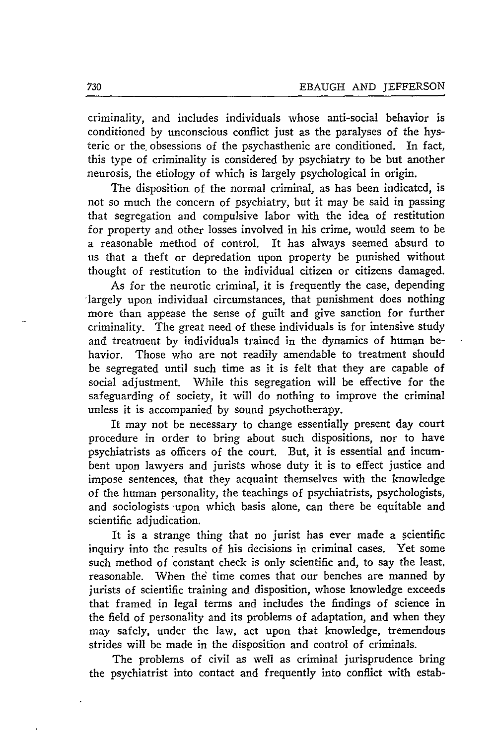criminality, and includes individuals whose anti-social behavior is conditioned by unconscious conflict just as the paralyses of the hysteric or the obsessions of the psychasthenic are conditioned. In fact, this type of criminality is considered by psychiatry to be but another neurosis, the etiology of which is largely psychological in origin.

The disposition of the normal criminal, as has been indicated, is not so much the concern of psychiatry, but it may be said in passing that segregation and compulsive labor with the idea of restitution for property and other losses involved in his crime, would seem to be a reasonable method of control. It has always seemed absurd to us that a theft or depredation upon property be punished without thought of restitution to the individual citizen or citizens damaged.

As for the neurotic criminal, it is frequently the case, depending largely upon individual circumstances, that punishment does nothing more than appease the sense of guilt and give sanction for further criminality. The great need of these individuals is for intensive study and treatment by individuals trained in the dynamics of human behavior. Those who are not readily amendable to treatment should be segregated until such time as it is felt that they are capable of social adjustment. While this segregation will be effective for the safeguarding of society, it will do nothing to improve the criminal unless it is accompanied by sound psychotherapy.

It may not be necessary to change essentially present day court procedure in order to bring about such dispositions, nor to have psychiatrists as officers of the court. But, it is essential and incumbent upon lawyers and jurists whose duty it is to effect justice and impose sentences, that they acquaint themselves with the knowledge of the human personality, the teachings of psychiatrists, psychologists, and sociologists upon which basis alone, can there be equitable and scientific adjudication.

It is a strange thing that no jurist has ever made a scientific inquiry into the results of his decisions in criminal cases. Yet some such method of constant check is only scientific and, to say the least, reasonable. When the time comes that our benches are manned by jurists of scientific training and disposition, whose knowledge exceeds that framed in legal terms and includes the findings of science in the field of personality and its problems of adaptation, and when they may safely, under the law, act upon that knowledge, tremendous strides will be made in the disposition and control of criminals.

The problems of civil as well as criminal jurisprudence bring the psychiatrist into contact and frequently into conflict with estab-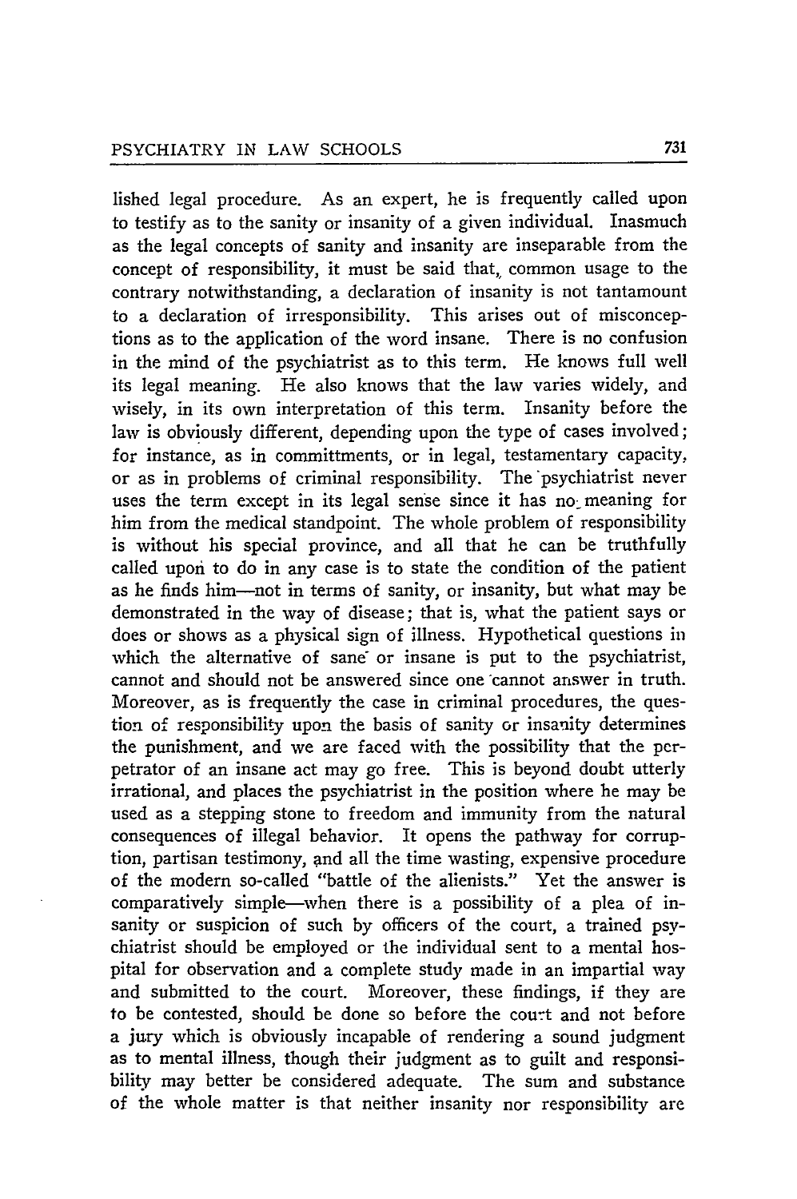lished legal procedure. As an expert, he is frequently called upon to testify as to the sanity or insanity of a given individual. Inasmuch as the legal concepts of sanity and insanity are inseparable from the concept of responsibility, it must be said that, common usage to the contrary notwithstanding, a declaration of insanity is not tantamount to a declaration of irresponsibility. This arises out of misconceptions as to the application of the word insane. There is no confusion in the mind of the psychiatrist as to this term. He knows full well its legal meaning. He also knows that the law varies widely, and wisely, in its own interpretation of this term. Insanity before the law is obviously different, depending upon the type of cases involved; for instance, as in committments, or in legal, testamentary capacity, or as in problems of criminal responsibility. The psychiatrist never uses the term except in its legal sense since it has no meaning for him from the medical standpoint. The whole problem of responsibility is without his special province, and all that he can be truthfully called upon to do in any case is to state the condition of the patient as he finds him—not in terms of sanity, or insanity, but what may be demonstrated in the way of disease; that is, what the patient says or does or shows as a physical sign of illness. Hypothetical questions in which the alternative of sane or insane is put to the psychiatrist, cannot and should not be answered since one cannot answer in truth. Moreover, as is frequently the case in criminal procedures, the question of responsibility upon the basis of sanity or insanity determines the punishment, and we are faced with the possibility that the perpetrator of an insane act may go free. This is beyond doubt utterly irrational, and places the psychiatrist in the position where he may be used as a stepping stone to freedom and immunity from the natural consequences of illegal behavior. It opens the pathway for corruption, partisan testimony, and all the time wasting, expensive procedure of the modern so-called "battle of the alienists." Yet the answer is comparatively simple—when there is a possibility of a plea of insanity or suspicion of such by officers of the court, a trained psychiatrist should be employed or the individual sent to a mental hospital for observation and a complete study made in an impartial way and submitted to the court. Moreover, these findings, if they are to be contested, should be done so before the court and not before a jury which is obviously incapable of rendering a sound judgment as to mental illness, though their judgment as to guilt and responsibility may better be considered adequate. The sum and substance of the whole matter is that neither insanity nor responsibility are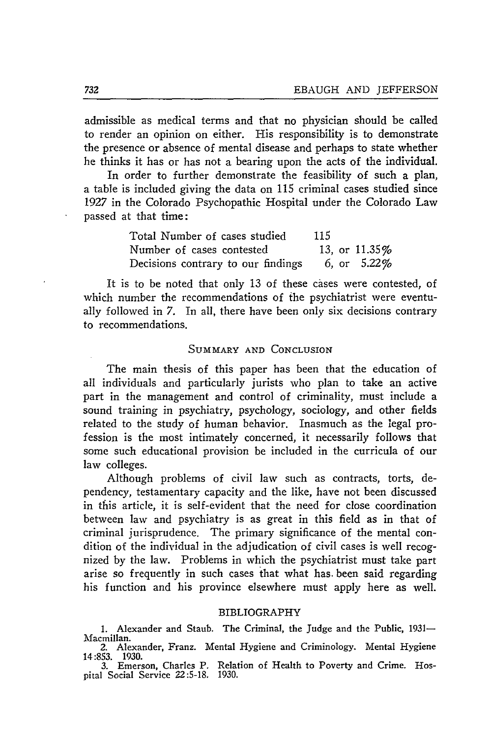admissible as medical terms and that no physician should be called to render an opinion on either. His responsibility is to demonstrate the presence or absence of mental disease and perhaps to state whether he thinks it has or has not a bearing upon the acts of the individual.

In order to further demonstrate the feasibility of such a plan, a table is included giving the data on 115 criminal cases studied since 1927 in the Colorado Psychopathic Hospital under the Colorado Law passed at that time:

| | |
|---|---|
| Total Number of cases studied | 115 |
| Number of cases contested | 13, or 11.35% |
| Decisions contrary to our findings | 6, or 5.22% |

It is to be noted that only 13 of these cases were contested, of which number the recommendations of the psychiatrist were eventually followed in 7. In all, there have been only six decisions contrary to recommendations.

## Summary and Conclusion

The main thesis of this paper has been that the education of all individuals and particularly jurists who plan to take an active part in the management and control of criminality, must include a sound training in psychiatry, psychology, sociology, and other fields related to the study of human behavior. Inasmuch as the legal profession is the most intimately concerned, it necessarily follows that some such educational provision be included in the curricula of our law colleges.

Although problems of civil law such as contracts, torts, dependency, testamentary capacity and the like, have not been discussed in this article, it is self-evident that the need for close coordination between law and psychiatry is as great in this field as in that of criminal jurisprudence. The primary significance of the mental condition of the individual in the adjudication of civil cases is well recognized by the law. Problems in which the psychiatrist must take part arise so frequently in such cases that what has been said regarding his function and his province elsewhere must apply here as well.

## BIBLIOGRAPHY

1. Alexander and Staub. The Criminal, the Judge and the Public, 1931—Macmillan.
2. Alexander, Franz. Mental Hygiene and Criminology. Mental Hygiene 14:853. 1930.
3. Emerson, Charles P. Relation of Health to Poverty and Crime. Hospital Social Service 22:5-18. 1930.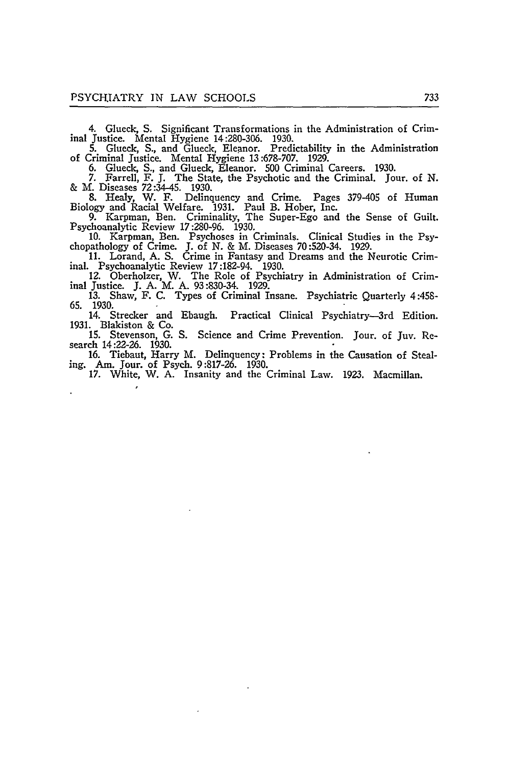4. Glueck, S. Significant Transformations in the Administration of Criminal Justice. Mental Hygiene 14:280-306. 1930.

5. Glueck, S., and Glueck, Eleanor. Predictability in the Administration of Criminal Justice. Mental Hygiene 13:678-707. 1929.

6. Glueck, S., and Glueck, Eleanor. 500 Criminal Careers. 1930.

7. Farrell, F. J. The State, the Psychotic and the Criminal. Jour. of N. & M. Diseases 72:34-45. 1930.

8. Healy, W. F. Delinquency and Crime. Pages 379-405 of Human Biology and Racial Welfare. 1931. Paul B. Hober, Inc.

9. Karpman, Ben. Criminality, The Super-Ego and the Sense of Guilt. Psychoanalytic Review 17:280-96. 1930.

10. Karpman, Ben. Psychoses in Criminals. Clinical Studies in the Psychopathology of Crime. J. of N. & M. Diseases 70:520-34. 1929.

11. Lorand, A. S. Crime in Fantasy and Dreams and the Neurotic Criminal. Psychoanalytic Review 17:182-94. 1930.

12. Oberholzer, W. The Role of Psychiatry in Administration of Criminal Justice. J. A. M. A. 93:830-34. 1929.

13. Shaw, F. C. Types of Criminal Insane. Psychiatric Quarterly 4:458-65. 1930.

14. Strecker and Ebaugh. Practical Clinical Psychiatry—3rd Edition. 1931. Blakiston & Co.

15. Stevenson, G. S. Science and Crime Prevention. Jour. of Juv. Research 14:22-26. 1930.

16. Tiebaut, Harry M. Delinquency: Problems in the Causation of Stealing. Am. Jour. of Psych. 9:817-26. 1930.

17. White, W. A. Insanity and the Criminal Law. 1923. Macmillan.